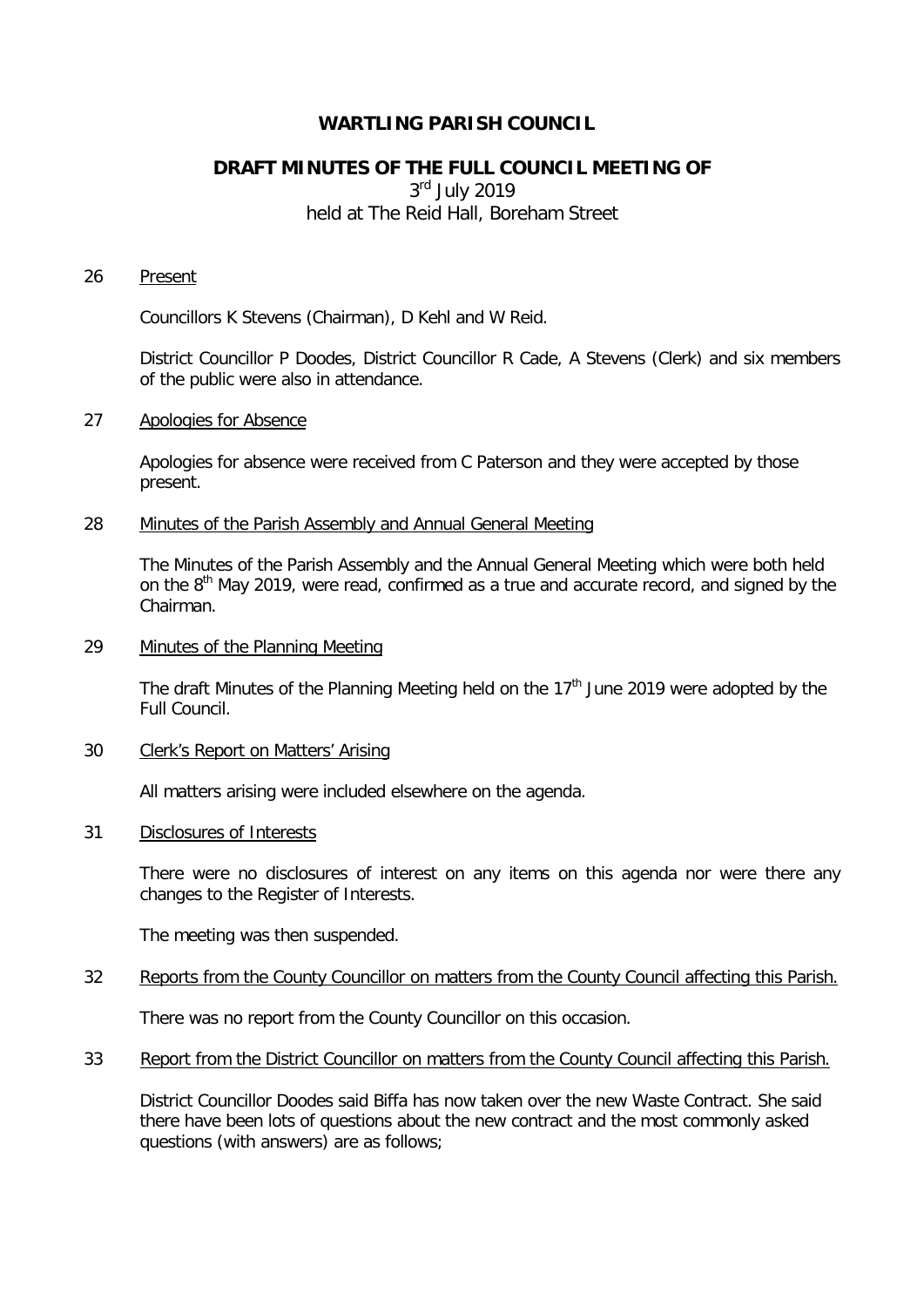# WARTLING PARISH COUNCIL

## DRAFT MINUTES OF THE FULL COUNCIL MEETING OF

3rd July 2019
held at The Reid Hall, Boreham Street

26 Present

Councillors K Stevens (Chairman), D Kehl and W Reid.

District Councillor P Doodes, District Councillor R Cade, A Stevens (Clerk) and six members of the public were also in attendance.

27 Apologies for Absence

Apologies for absence were received from C Paterson and they were accepted by those present.

28 Minutes of the Parish Assembly and Annual General Meeting

The Minutes of the Parish Assembly and the Annual General Meeting which were both held on the 8th May 2019, were read, confirmed as a true and accurate record, and signed by the Chairman.

29 Minutes of the Planning Meeting

The draft Minutes of the Planning Meeting held on the 17th June 2019 were adopted by the Full Council.

30 Clerk's Report on Matters' Arising

All matters arising were included elsewhere on the agenda.

31 Disclosures of Interests

There were no disclosures of interest on any items on this agenda nor were there any changes to the Register of Interests.

The meeting was then suspended.

32 Reports from the County Councillor on matters from the County Council affecting this Parish.

There was no report from the County Councillor on this occasion.

33 Report from the District Councillor on matters from the County Council affecting this Parish.

District Councillor Doodes said Biffa has now taken over the new Waste Contract. She said there have been lots of questions about the new contract and the most commonly asked questions (with answers) are as follows;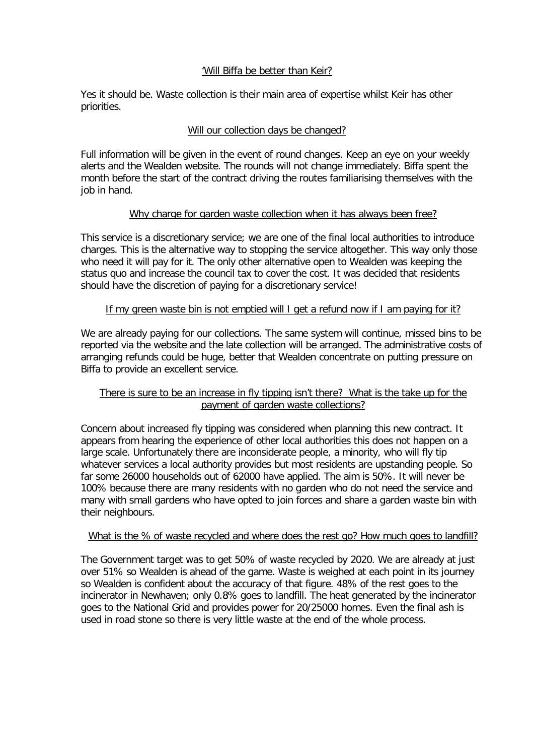<u>'Will Biffa be better than Keir?</u>

Yes it should be. Waste collection is their main area of expertise whilst Keir has other priorities.

<u>Will our collection days be changed?</u>

Full information will be given in the event of round changes. Keep an eye on your weekly alerts and the Wealden website. The rounds will not change immediately. Biffa spent the month before the start of the contract driving the routes familiarising themselves with the job in hand.

<u>Why charge for garden waste collection when it has always been free?</u>

This service is a discretionary service; we are one of the final local authorities to introduce charges. This is the alternative way to stopping the service altogether. This way only those who need it will pay for it. The only other alternative open to Wealden was keeping the status quo and increase the council tax to cover the cost. It was decided that residents should have the discretion of paying for a discretionary service!

<u>If my green waste bin is not emptied will I get a refund now if I am paying for it?</u>

We are already paying for our collections. The same system will continue, missed bins to be reported via the website and the late collection will be arranged. The administrative costs of arranging refunds could be huge, better that Wealden concentrate on putting pressure on Biffa to provide an excellent service.

<u>There is sure to be an increase in fly tipping isn't there? What is the take up for the payment of garden waste collections?</u>

Concern about increased fly tipping was considered when planning this new contract. It appears from hearing the experience of other local authorities this does not happen on a large scale. Unfortunately there are inconsiderate people, a minority, who will fly tip whatever services a local authority provides but most residents are upstanding people. So far some 26000 households out of 62000 have applied. The aim is 50%. It will never be 100% because there are many residents with no garden who do not need the service and many with small gardens who have opted to join forces and share a garden waste bin with their neighbours.

<u>What is the % of waste recycled and where does the rest go? How much goes to landfill?</u>

The Government target was to get 50% of waste recycled by 2020. We are already at just over 51% so Wealden is ahead of the game. Waste is weighed at each point in its journey so Wealden is confident about the accuracy of that figure. 48% of the rest goes to the incinerator in Newhaven; only 0.8% goes to landfill. The heat generated by the incinerator goes to the National Grid and provides power for 20/25000 homes. Even the final ash is used in road stone so there is very little waste at the end of the whole process.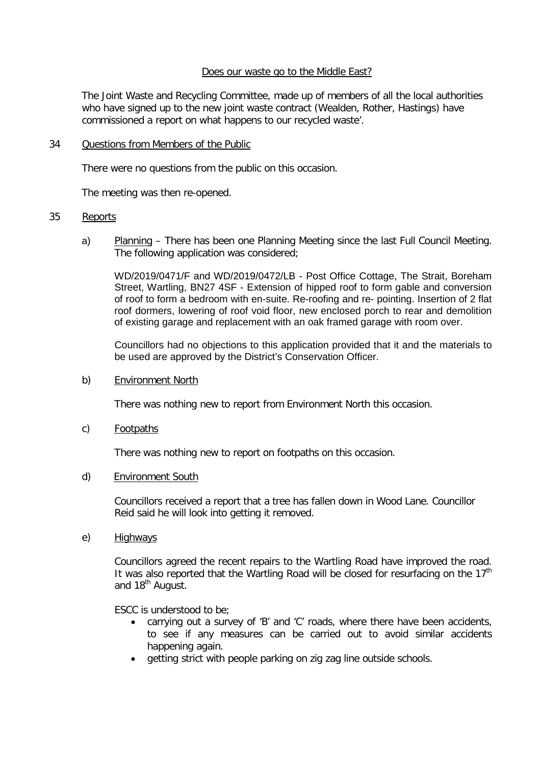Does our waste go to the Middle East?

The Joint Waste and Recycling Committee, made up of members of all the local authorities who have signed up to the new joint waste contract (Wealden, Rother, Hastings) have commissioned a report on what happens to our recycled waste'.

34 Questions from Members of the Public

There were no questions from the public on this occasion.

The meeting was then re-opened.

35 Reports

a) Planning – There has been one Planning Meeting since the last Full Council Meeting. The following application was considered;

WD/2019/0471/F and WD/2019/0472/LB - Post Office Cottage, The Strait, Boreham Street, Wartling, BN27 4SF - Extension of hipped roof to form gable and conversion of roof to form a bedroom with en-suite. Re-roofing and re- pointing. Insertion of 2 flat roof dormers, lowering of roof void floor, new enclosed porch to rear and demolition of existing garage and replacement with an oak framed garage with room over.

Councillors had no objections to this application provided that it and the materials to be used are approved by the District's Conservation Officer.

b) Environment North

There was nothing new to report from Environment North this occasion.

c) Footpaths

There was nothing new to report on footpaths on this occasion.

d) Environment South

Councillors received a report that a tree has fallen down in Wood Lane. Councillor Reid said he will look into getting it removed.

e) Highways

Councillors agreed the recent repairs to the Wartling Road have improved the road. It was also reported that the Wartling Road will be closed for resurfacing on the 17th and 18th August.

ESCC is understood to be;

- carrying out a survey of 'B' and 'C' roads, where there have been accidents, to see if any measures can be carried out to avoid similar accidents happening again.
- getting strict with people parking on zig zag line outside schools.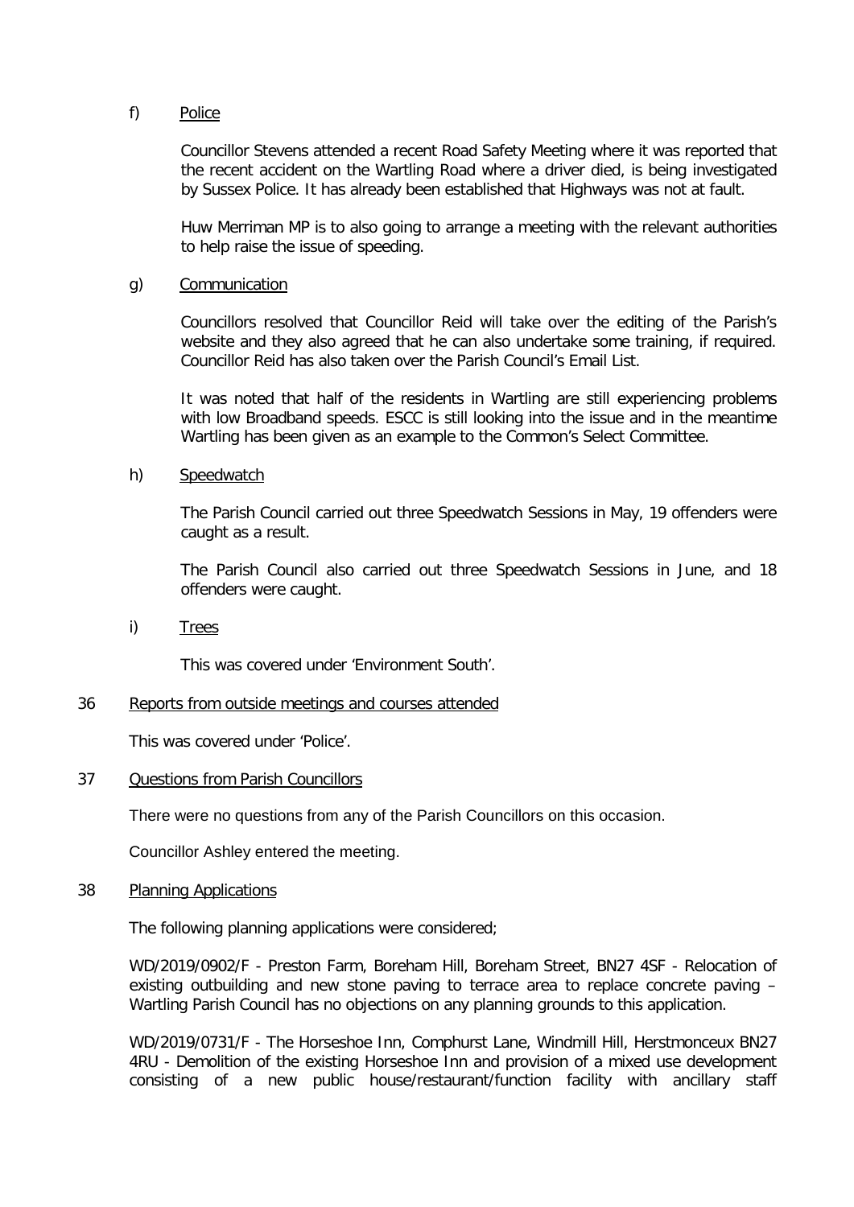f) Police

Councillor Stevens attended a recent Road Safety Meeting where it was reported that the recent accident on the Wartling Road where a driver died, is being investigated by Sussex Police. It has already been established that Highways was not at fault.

Huw Merriman MP is to also going to arrange a meeting with the relevant authorities to help raise the issue of speeding.

g) Communication

Councillors resolved that Councillor Reid will take over the editing of the Parish's website and they also agreed that he can also undertake some training, if required. Councillor Reid has also taken over the Parish Council's Email List.

It was noted that half of the residents in Wartling are still experiencing problems with low Broadband speeds. ESCC is still looking into the issue and in the meantime Wartling has been given as an example to the Common's Select Committee.

h) Speedwatch

The Parish Council carried out three Speedwatch Sessions in May, 19 offenders were caught as a result.

The Parish Council also carried out three Speedwatch Sessions in June, and 18 offenders were caught.

i) Trees

This was covered under 'Environment South'.

36 Reports from outside meetings and courses attended

This was covered under 'Police'.

37 Questions from Parish Councillors

There were no questions from any of the Parish Councillors on this occasion.

Councillor Ashley entered the meeting.

38 Planning Applications

The following planning applications were considered;

WD/2019/0902/F - Preston Farm, Boreham Hill, Boreham Street, BN27 4SF - Relocation of existing outbuilding and new stone paving to terrace area to replace concrete paving – Wartling Parish Council has no objections on any planning grounds to this application.

WD/2019/0731/F - The Horseshoe Inn, Comphurst Lane, Windmill Hill, Herstmonceux BN27 4RU - Demolition of the existing Horseshoe Inn and provision of a mixed use development consisting of a new public house/restaurant/function facility with ancillary staff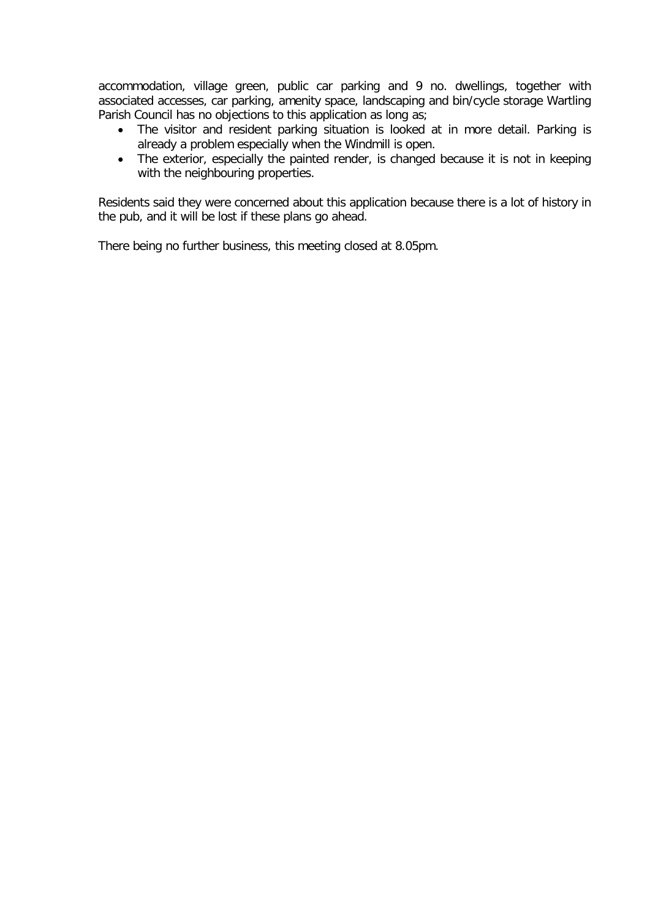accommodation, village green, public car parking and 9 no. dwellings, together with associated accesses, car parking, amenity space, landscaping and bin/cycle storage Wartling Parish Council has no objections to this application as long as;

- The visitor and resident parking situation is looked at in more detail. Parking is already a problem especially when the Windmill is open.
- The exterior, especially the painted render, is changed because it is not in keeping with the neighbouring properties.

Residents said they were concerned about this application because there is a lot of history in the pub, and it will be lost if these plans go ahead.

There being no further business, this meeting closed at 8.05pm.